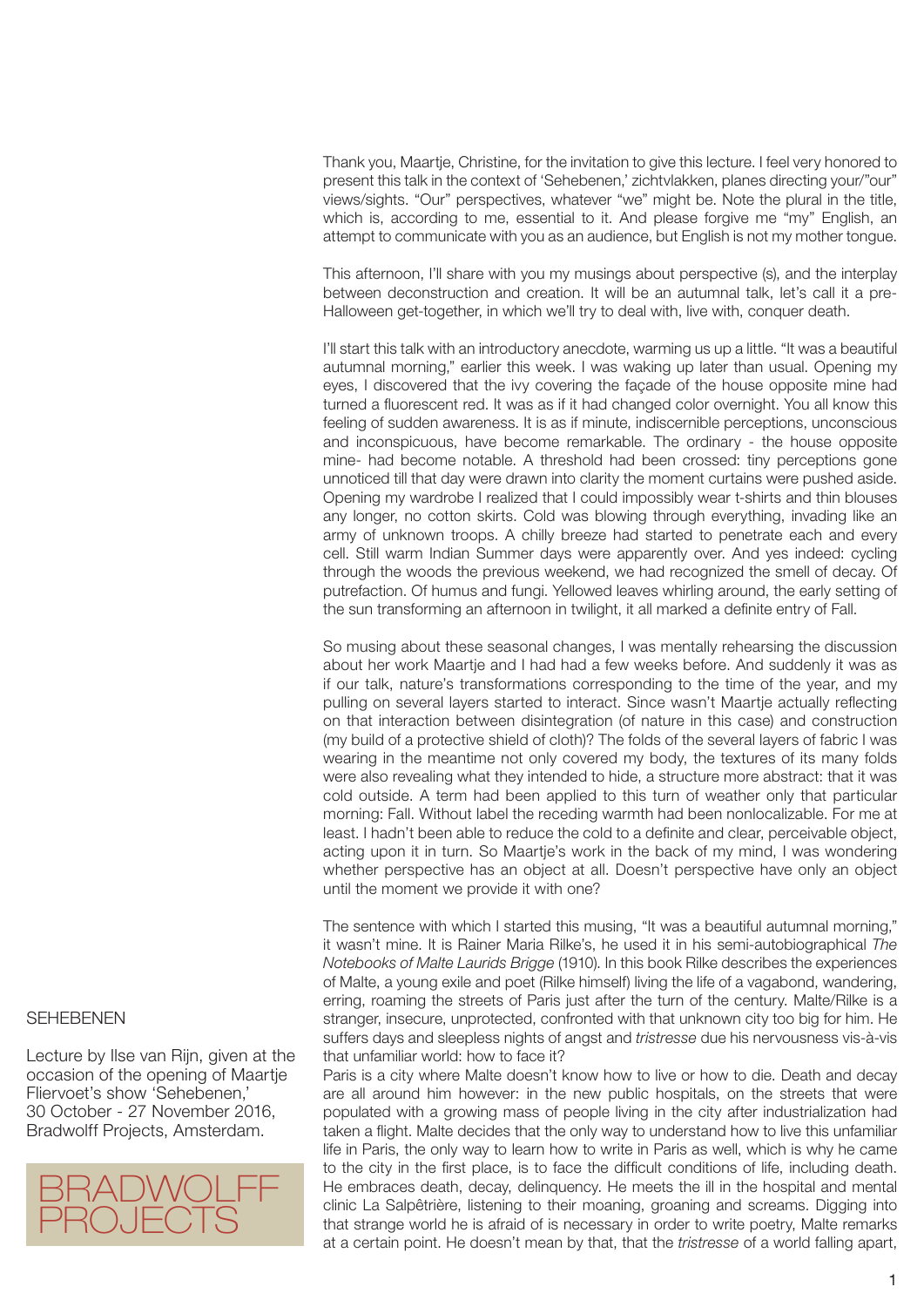SEHEBENEN

Lecture by Ilse van Rijn, given at the occasion of the opening of Maartje Fliervoet's show 'Sehebenen,' 30 October - 27 November 2016, Bradwolff Projects, Amsterdam.

BRADWOLFF PROJECTS

Thank you, Maartje, Christine, for the invitation to give this lecture. I feel very honored to present this talk in the context of 'Sehebenen,' zichtvlakken, planes directing your/"our" views/sights. "Our" perspectives, whatever "we" might be. Note the plural in the title, which is, according to me, essential to it. And please forgive me "my" English, an attempt to communicate with you as an audience, but English is not my mother tongue.

This afternoon, I'll share with you my musings about perspective (s), and the interplay between deconstruction and creation. It will be an autumnal talk, let's call it a pre-Halloween get-together, in which we'll try to deal with, live with, conquer death.

I'll start this talk with an introductory anecdote, warming us up a little. "It was a beautiful autumnal morning," earlier this week. I was waking up later than usual. Opening my eyes, I discovered that the ivy covering the façade of the house opposite mine had turned a fluorescent red. It was as if it had changed color overnight. You all know this feeling of sudden awareness. It is as if minute, indiscernible perceptions, unconscious and inconspicuous, have become remarkable. The ordinary - the house opposite mine- had become notable. A threshold had been crossed: tiny perceptions gone unnoticed till that day were drawn into clarity the moment curtains were pushed aside. Opening my wardrobe I realized that I could impossibly wear t-shirts and thin blouses any longer, no cotton skirts. Cold was blowing through everything, invading like an army of unknown troops. A chilly breeze had started to penetrate each and every cell. Still warm Indian Summer days were apparently over. And yes indeed: cycling through the woods the previous weekend, we had recognized the smell of decay. Of putrefaction. Of humus and fungi. Yellowed leaves whirling around, the early setting of the sun transforming an afternoon in twilight, it all marked a definite entry of Fall.

So musing about these seasonal changes, I was mentally rehearsing the discussion about her work Maartje and I had had a few weeks before. And suddenly it was as if our talk, nature's transformations corresponding to the time of the year, and my pulling on several layers started to interact. Since wasn't Maartje actually reflecting on that interaction between disintegration (of nature in this case) and construction (my build of a protective shield of cloth)? The folds of the several layers of fabric I was wearing in the meantime not only covered my body, the textures of its many folds were also revealing what they intended to hide, a structure more abstract: that it was cold outside. A term had been applied to this turn of weather only that particular morning: Fall. Without label the receding warmth had been nonlocalizable. For me at least. I hadn't been able to reduce the cold to a definite and clear, perceivable object, acting upon it in turn. So Maartje's work in the back of my mind, I was wondering whether perspective has an object at all. Doesn't perspective have only an object until the moment we provide it with one?

The sentence with which I started this musing, "It was a beautiful autumnal morning," it wasn't mine. It is Rainer Maria Rilke's, he used it in his semi-autobiographical *The Notebooks of Malte Laurids Brigge* (1910). In this book Rilke describes the experiences of Malte, a young exile and poet (Rilke himself) living the life of a vagabond, wandering, erring, roaming the streets of Paris just after the turn of the century. Malte/Rilke is a stranger, insecure, unprotected, confronted with that unknown city too big for him. He suffers days and sleepless nights of angst and *tristresse* due his nervousness vis-à-vis that unfamiliar world: how to face it?
Paris is a city where Malte doesn't know how to live or how to die. Death and decay are all around him however: in the new public hospitals, on the streets that were populated with a growing mass of people living in the city after industrialization had taken a flight. Malte decides that the only way to understand how to live this unfamiliar life in Paris, the only way to learn how to write in Paris as well, which is why he came to the city in the first place, is to face the difficult conditions of life, including death. He embraces death, decay, delinquency. He meets the ill in the hospital and mental clinic La Salpêtrière, listening to their moaning, groaning and screams. Digging into that strange world he is afraid of is necessary in order to write poetry, Malte remarks at a certain point. He doesn't mean by that, that the *tristresse* of a world falling apart,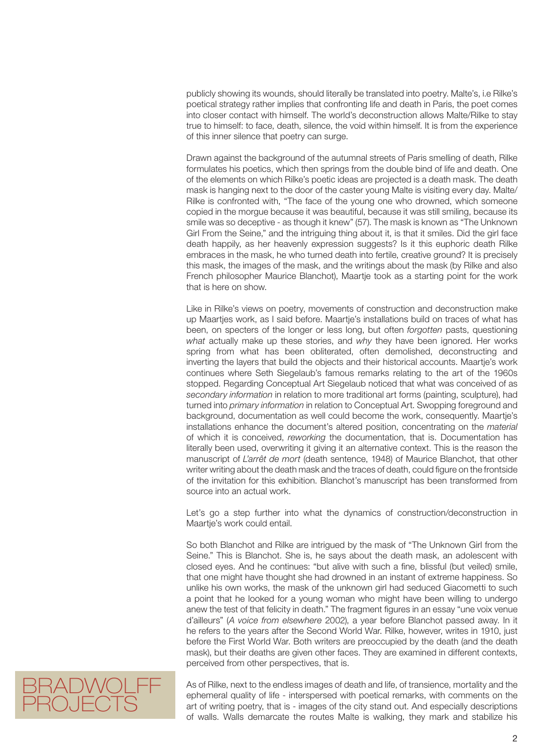publicly showing its wounds, should literally be translated into poetry. Malte's, i.e Rilke's poetical strategy rather implies that confronting life and death in Paris, the poet comes into closer contact with himself. The world's deconstruction allows Malte/Rilke to stay true to himself: to face, death, silence, the void within himself. It is from the experience of this inner silence that poetry can surge.

Drawn against the background of the autumnal streets of Paris smelling of death, Rilke formulates his poetics, which then springs from the double bind of life and death. One of the elements on which Rilke's poetic ideas are projected is a death mask. The death mask is hanging next to the door of the caster young Malte is visiting every day. Malte/Rilke is confronted with, "The face of the young one who drowned, which someone copied in the morgue because it was beautiful, because it was still smiling, because its smile was so deceptive - as though it knew" (57). The mask is known as "The Unknown Girl From the Seine," and the intriguing thing about it, is that it smiles. Did the girl face death happily, as her heavenly expression suggests? Is it this euphoric death Rilke embraces in the mask, he who turned death into fertile, creative ground? It is precisely this mask, the images of the mask, and the writings about the mask (by Rilke and also French philosopher Maurice Blanchot), Maartje took as a starting point for the work that is here on show.

Like in Rilke's views on poetry, movements of construction and deconstruction make up Maartjes work, as I said before. Maartje's installations build on traces of what has been, on specters of the longer or less long, but often *forgotten* pasts, questioning *what* actually make up these stories, and *why* they have been ignored. Her works spring from what has been obliterated, often demolished, deconstructing and inverting the layers that build the objects and their historical accounts. Maartje's work continues where Seth Siegelaub's famous remarks relating to the art of the 1960s stopped. Regarding Conceptual Art Siegelaub noticed that what was conceived of as *secondary information* in relation to more traditional art forms (painting, sculpture), had turned into *primary information* in relation to Conceptual Art. Swopping foreground and background, documentation as well could become the work, consequently. Maartje's installations enhance the document's altered position, concentrating on the *material* of which it is conceived, *reworking* the documentation, that is. Documentation has literally been used, overwriting it giving it an alternative context. This is the reason the manuscript of *L'arrêt de mort* (death sentence, 1948) of Maurice Blanchot, that other writer writing about the death mask and the traces of death, could figure on the frontside of the invitation for this exhibition. Blanchot's manuscript has been transformed from source into an actual work.

Let's go a step further into what the dynamics of construction/deconstruction in Maartje's work could entail.

So both Blanchot and Rilke are intrigued by the mask of "The Unknown Girl from the Seine." This is Blanchot. She is, he says about the death mask, an adolescent with closed eyes. And he continues: "but alive with such a fine, blissful (but veiled) smile, that one might have thought she had drowned in an instant of extreme happiness. So unlike his own works, the mask of the unknown girl had seduced Giacometti to such a point that he looked for a young woman who might have been willing to undergo anew the test of that felicity in death." The fragment figures in an essay "une voix venue d'ailleurs" (*A voice from elsewhere* 2002), a year before Blanchot passed away. In it he refers to the years after the Second World War. Rilke, however, writes in 1910, just before the First World War. Both writers are preoccupied by the death (and the death mask), but their deaths are given other faces. They are examined in different contexts, perceived from other perspectives, that is.

As of Rilke, next to the endless images of death and life, of transience, mortality and the ephemeral quality of life - interspersed with poetical remarks, with comments on the art of writing poetry, that is - images of the city stand out. And especially descriptions of walls. Walls demarcate the routes Malte is walking, they mark and stabilize his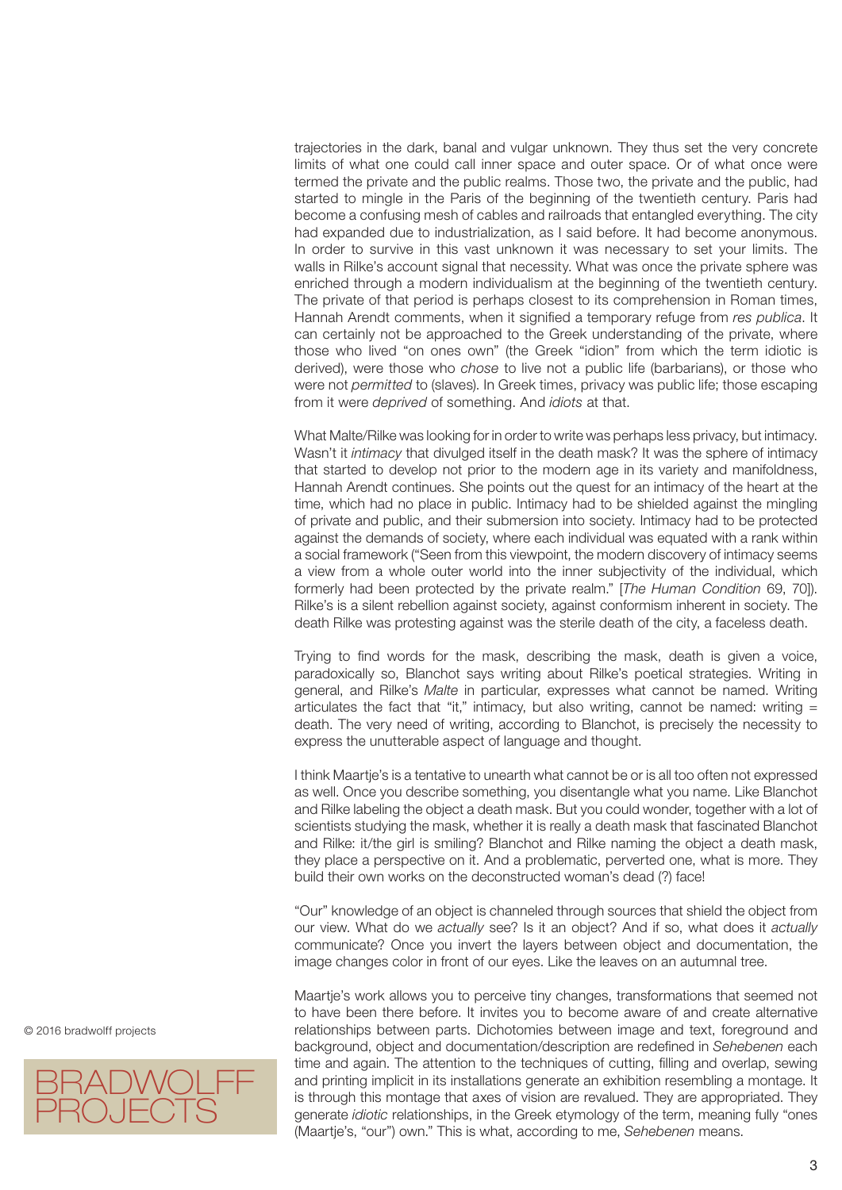trajectories in the dark, banal and vulgar unknown. They thus set the very concrete limits of what one could call inner space and outer space. Or of what once were termed the private and the public realms. Those two, the private and the public, had started to mingle in the Paris of the beginning of the twentieth century. Paris had become a confusing mesh of cables and railroads that entangled everything. The city had expanded due to industrialization, as I said before. It had become anonymous. In order to survive in this vast unknown it was necessary to set your limits. The walls in Rilke's account signal that necessity. What was once the private sphere was enriched through a modern individualism at the beginning of the twentieth century. The private of that period is perhaps closest to its comprehension in Roman times, Hannah Arendt comments, when it signified a temporary refuge from *res publica*. It can certainly not be approached to the Greek understanding of the private, where those who lived "on ones own" (the Greek "idion" from which the term idiotic is derived), were those who *chose* to live not a public life (barbarians), or those who were not *permitted* to (slaves). In Greek times, privacy was public life; those escaping from it were *deprived* of something. And *idiots* at that.

What Malte/Rilke was looking for in order to write was perhaps less privacy, but intimacy. Wasn't it *intimacy* that divulged itself in the death mask? It was the sphere of intimacy that started to develop not prior to the modern age in its variety and manifoldness, Hannah Arendt continues. She points out the quest for an intimacy of the heart at the time, which had no place in public. Intimacy had to be shielded against the mingling of private and public, and their submersion into society. Intimacy had to be protected against the demands of society, where each individual was equated with a rank within a social framework ("Seen from this viewpoint, the modern discovery of intimacy seems a view from a whole outer world into the inner subjectivity of the individual, which formerly had been protected by the private realm." [*The Human Condition* 69, 70]). Rilke's is a silent rebellion against society, against conformism inherent in society. The death Rilke was protesting against was the sterile death of the city, a faceless death.

Trying to find words for the mask, describing the mask, death is given a voice, paradoxically so, Blanchot says writing about Rilke's poetical strategies. Writing in general, and Rilke's *Malte* in particular, expresses what cannot be named. Writing articulates the fact that "it," intimacy, but also writing, cannot be named: writing = death. The very need of writing, according to Blanchot, is precisely the necessity to express the unutterable aspect of language and thought.

I think Maartje's is a tentative to unearth what cannot be or is all too often not expressed as well. Once you describe something, you disentangle what you name. Like Blanchot and Rilke labeling the object a death mask. But you could wonder, together with a lot of scientists studying the mask, whether it is really a death mask that fascinated Blanchot and Rilke: it/the girl is smiling? Blanchot and Rilke naming the object a death mask, they place a perspective on it. And a problematic, perverted one, what is more. They build their own works on the deconstructed woman's dead (?) face!

"Our" knowledge of an object is channeled through sources that shield the object from our view. What do we *actually* see? Is it an object? And if so, what does it *actually* communicate? Once you invert the layers between object and documentation, the image changes color in front of our eyes. Like the leaves on an autumnal tree.

Maartje's work allows you to perceive tiny changes, transformations that seemed not to have been there before. It invites you to become aware of and create alternative relationships between parts. Dichotomies between image and text, foreground and background, object and documentation/description are redefined in *Sehebenen* each time and again. The attention to the techniques of cutting, filling and overlap, sewing and printing implicit in its installations generate an exhibition resembling a montage. It is through this montage that axes of vision are revalued. They are appropriated. They generate *idiotic* relationships, in the Greek etymology of the term, meaning fully "ones (Maartje's, "our") own." This is what, according to me, *Sehebenen* means.

© 2016 bradwolff projects

BRADWOLFF PROJECTS